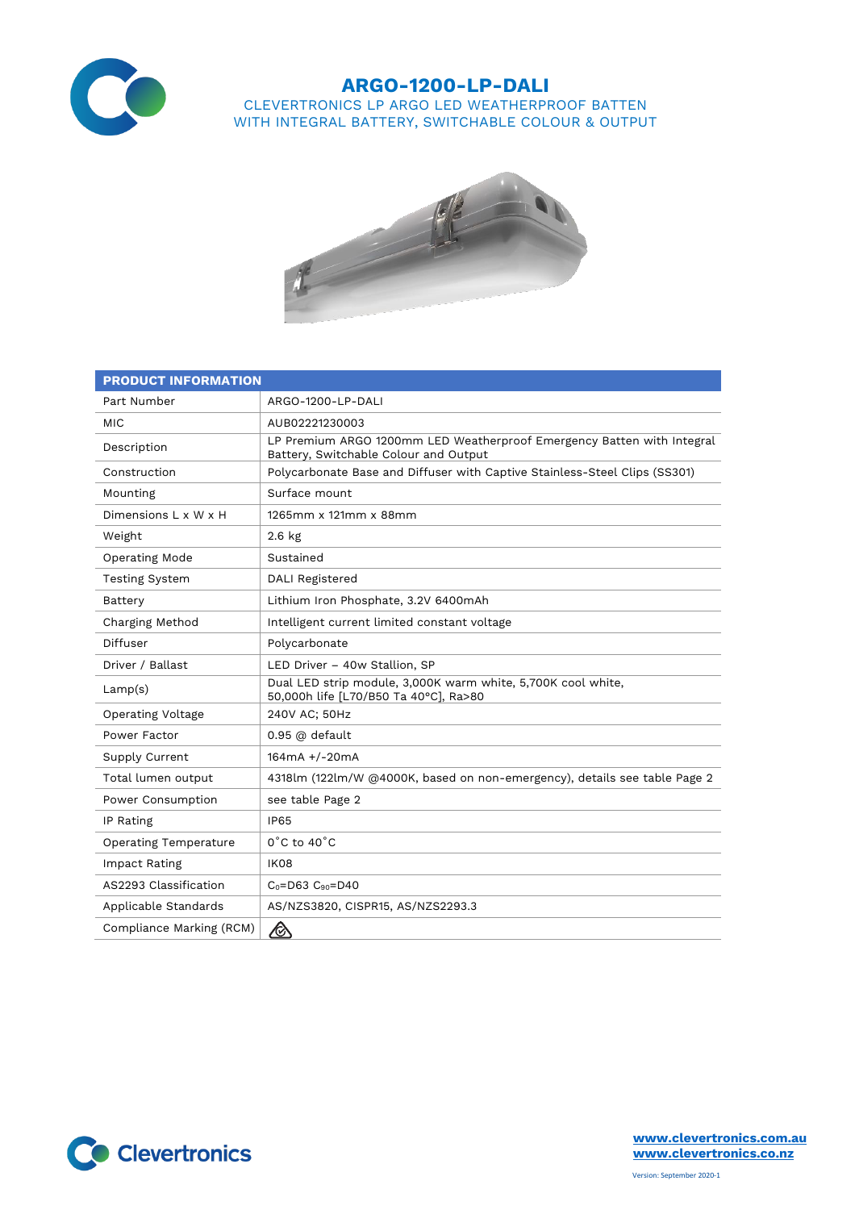# ARGO-1200-LP-DALI

CLEVERTRONICS LP ARGO LED WEATHERPROOF BATTEN
WITH INTEGRAL BATTERY, SWITCHABLE COLOUR & OUTPUT

| PRODUCT INFORMATION | |
|---|---|
| Part Number | ARGO-1200-LP-DALI |
| MIC | AUB02221230003 |
| Description | LP Premium ARGO 1200mm LED Weatherproof Emergency Batten with Integral Battery, Switchable Colour and Output |
| Construction | Polycarbonate Base and Diffuser with Captive Stainless-Steel Clips (SS301) |
| Mounting | Surface mount |
| Dimensions L x W x H | 1265mm x 121mm x 88mm |
| Weight | 2.6 kg |
| Operating Mode | Sustained |
| Testing System | DALI Registered |
| Battery | Lithium Iron Phosphate, 3.2V 6400mAh |
| Charging Method | Intelligent current limited constant voltage |
| Diffuser | Polycarbonate |
| Driver / Ballast | LED Driver – 40w Stallion, SP |
| Lamp(s) | Dual LED strip module, 3,000K warm white, 5,700K cool white, 50,000h life [L70/B50 Ta 40°C], Ra>80 |
| Operating Voltage | 240V AC; 50Hz |
| Power Factor | 0.95 @ default |
| Supply Current | 164mA +/-20mA |
| Total lumen output | 4318lm (122lm/W @4000K, based on non-emergency), details see table Page 2 |
| Power Consumption | see table Page 2 |
| IP Rating | IP65 |
| Operating Temperature | 0˚C to 40˚C |
| Impact Rating | IK08 |
| AS2293 Classification | $C_0$=D63 $C_{90}$=D40 |
| Applicable Standards | AS/NZS3820, CISPR15, AS/NZS2293.3 |
| Compliance Marking (RCM) | |

www.clevertronics.com.au
www.clevertronics.co.nz

Version: September 2020-1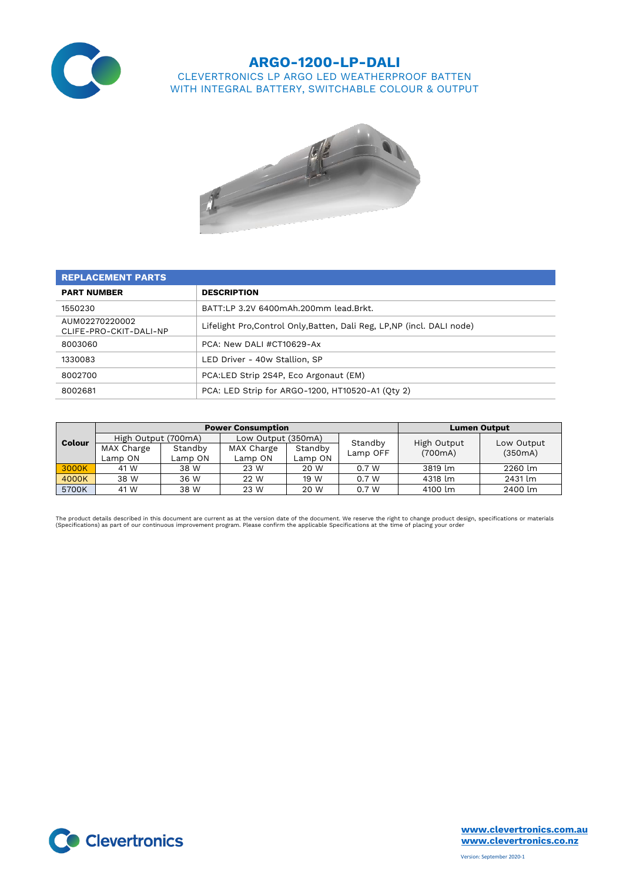# ARGO-1200-LP-DALI

CLEVERTRONICS LP ARGO LED WEATHERPROOF BATTEN
WITH INTEGRAL BATTERY, SWITCHABLE COLOUR & OUTPUT

| REPLACEMENT PARTS | |
|---|---|
| **PART NUMBER** | **DESCRIPTION** |
| 1550230 | BATT:LP 3.2V 6400mAh.200mm lead.Brkt. |
| AUM02270220002 CLIFE-PRO-CKIT-DALI-NP | Lifelight Pro,Control Only,Batten, Dali Reg, LP,NP (incl. DALI node) |
| 8003060 | PCA: New DALI #CT10629-Ax |
| 1330083 | LED Driver - 40w Stallion, SP |
| 8002700 | PCA:LED Strip 2S4P, Eco Argonaut (EM) |
| 8002681 | PCA: LED Strip for ARGO-1200, HT10520-A1 (Qty 2) |

| Colour | Power Consumption | | | | | Lumen Output | |
|---|---|---|---|---|---|---|---|
| | High Output (700mA) | | Low Output (350mA) | | Standby Lamp OFF | High Output (700mA) | Low Output (350mA) |
| | MAX Charge Lamp ON | Standby Lamp ON | MAX Charge Lamp ON | Standby Lamp ON | | | |
| 3000K | 41 W | 38 W | 23 W | 20 W | 0.7 W | 3819 lm | 2260 lm |
| 4000K | 38 W | 36 W | 22 W | 19 W | 0.7 W | 4318 lm | 2431 lm |
| 5700K | 41 W | 38 W | 23 W | 20 W | 0.7 W | 4100 lm | 2400 lm |

The product details described in this document are current as at the version date of the document. We reserve the right to change product design, specifications or materials (Specifications) as part of our continuous improvement program. Please confirm the applicable Specifications at the time of placing your order

Clevertronics

www.clevertronics.com.au
www.clevertronics.co.nz

Version: September 2020-1